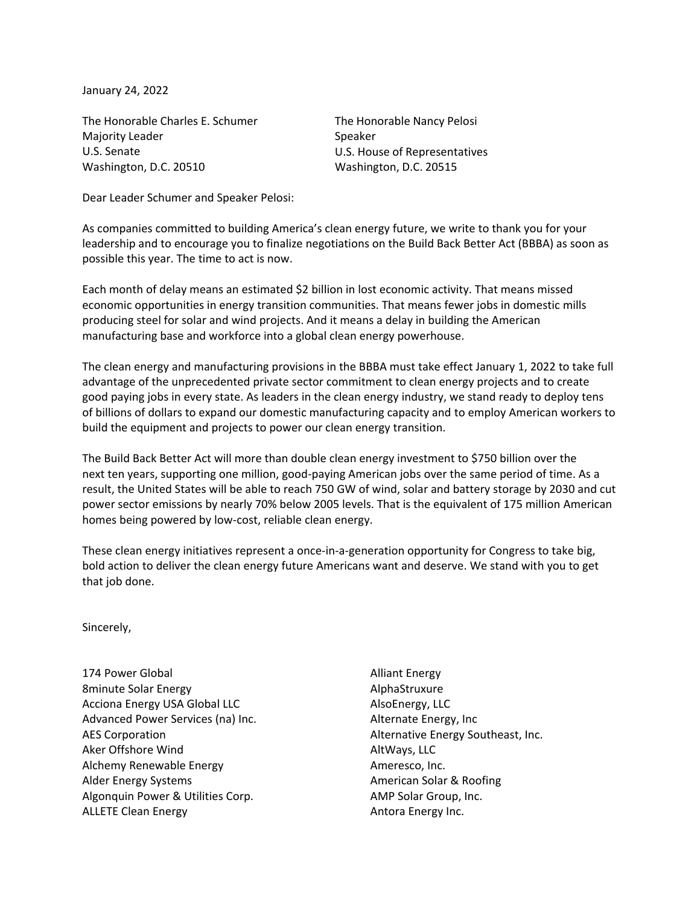January 24, 2022

The Honorable Charles E. Schumer
Majority Leader
U.S. Senate
Washington, D.C. 20510

The Honorable Nancy Pelosi
Speaker
U.S. House of Representatives
Washington, D.C. 20515

Dear Leader Schumer and Speaker Pelosi:

As companies committed to building America's clean energy future, we write to thank you for your leadership and to encourage you to finalize negotiations on the Build Back Better Act (BBBA) as soon as possible this year. The time to act is now.

Each month of delay means an estimated $2 billion in lost economic activity. That means missed economic opportunities in energy transition communities. That means fewer jobs in domestic mills producing steel for solar and wind projects. And it means a delay in building the American manufacturing base and workforce into a global clean energy powerhouse.

The clean energy and manufacturing provisions in the BBBA must take effect January 1, 2022 to take full advantage of the unprecedented private sector commitment to clean energy projects and to create good paying jobs in every state. As leaders in the clean energy industry, we stand ready to deploy tens of billions of dollars to expand our domestic manufacturing capacity and to employ American workers to build the equipment and projects to power our clean energy transition.

The Build Back Better Act will more than double clean energy investment to $750 billion over the next ten years, supporting one million, good-paying American jobs over the same period of time. As a result, the United States will be able to reach 750 GW of wind, solar and battery storage by 2030 and cut power sector emissions by nearly 70% below 2005 levels. That is the equivalent of 175 million American homes being powered by low-cost, reliable clean energy.

These clean energy initiatives represent a once-in-a-generation opportunity for Congress to take big, bold action to deliver the clean energy future Americans want and deserve. We stand with you to get that job done.

Sincerely,

174 Power Global
8minute Solar Energy
Acciona Energy USA Global LLC
Advanced Power Services (na) Inc.
AES Corporation
Aker Offshore Wind
Alchemy Renewable Energy
Alder Energy Systems
Algonquin Power & Utilities Corp.
ALLETE Clean Energy
Alliant Energy
AlphaStruxure
AlsoEnergy, LLC
Alternate Energy, Inc
Alternative Energy Southeast, Inc.
AltWays, LLC
Ameresco, Inc.
American Solar & Roofing
AMP Solar Group, Inc.
Antora Energy Inc.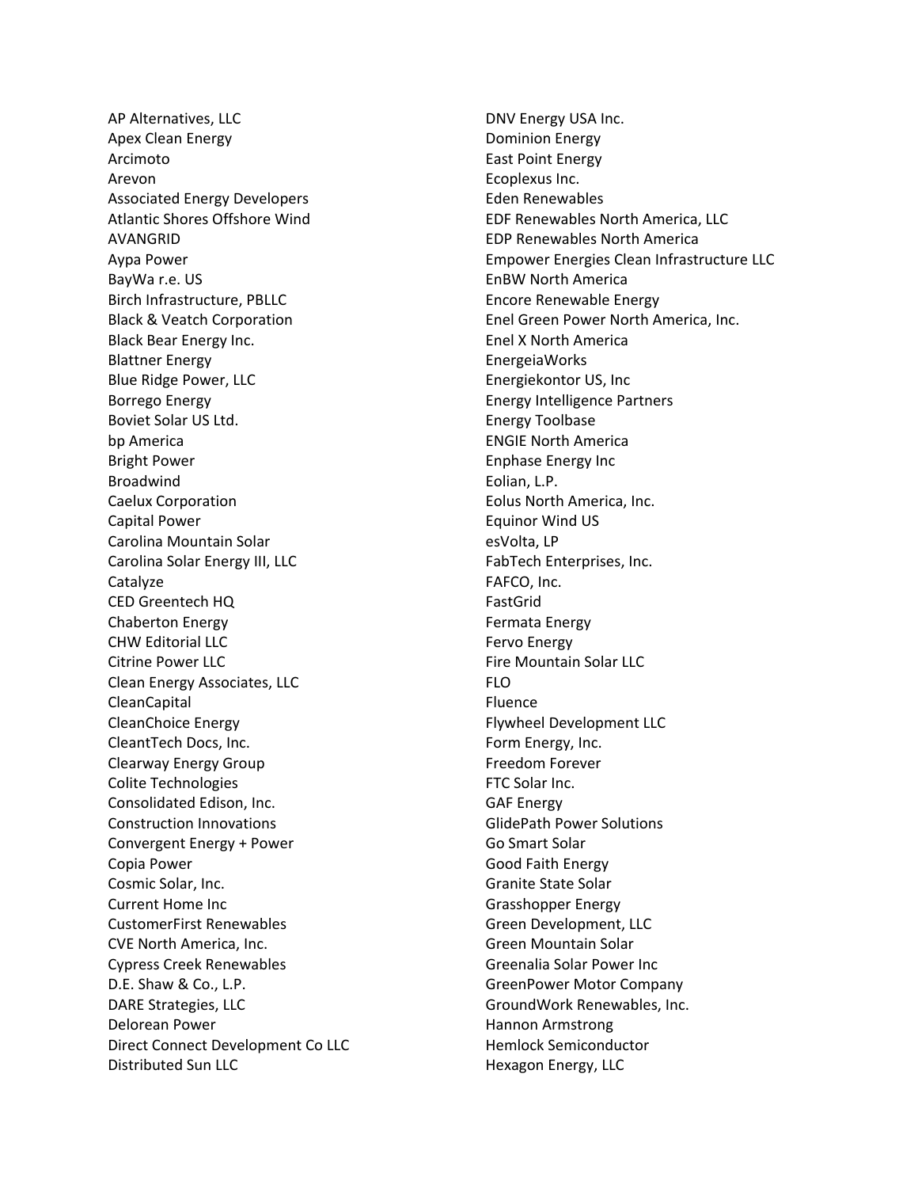AP Alternatives, LLC
Apex Clean Energy
Arcimoto
Arevon
Associated Energy Developers
Atlantic Shores Offshore Wind
AVANGRID
Aypa Power
BayWa r.e. US
Birch Infrastructure, PBLLC
Black & Veatch Corporation
Black Bear Energy Inc.
Blattner Energy
Blue Ridge Power, LLC
Borrego Energy
Boviet Solar US Ltd.
bp America
Bright Power
Broadwind
Caelux Corporation
Capital Power
Carolina Mountain Solar
Carolina Solar Energy III, LLC
Catalyze
CED Greentech HQ
Chaberton Energy
CHW Editorial LLC
Citrine Power LLC
Clean Energy Associates, LLC
CleanCapital
CleanChoice Energy
CleantTech Docs, Inc.
Clearway Energy Group
Colite Technologies
Consolidated Edison, Inc.
Construction Innovations
Convergent Energy + Power
Copia Power
Cosmic Solar, Inc.
Current Home Inc
CustomerFirst Renewables
CVE North America, Inc.
Cypress Creek Renewables
D.E. Shaw & Co., L.P.
DARE Strategies, LLC
Delorean Power
Direct Connect Development Co LLC
Distributed Sun LLC
DNV Energy USA Inc.
Dominion Energy
East Point Energy
Ecoplexus Inc.
Eden Renewables
EDF Renewables North America, LLC
EDP Renewables North America
Empower Energies Clean Infrastructure LLC
EnBW North America
Encore Renewable Energy
Enel Green Power North America, Inc.
Enel X North America
EnergeiaWorks
Energiekontor US, Inc
Energy Intelligence Partners
Energy Toolbase
ENGIE North America
Enphase Energy Inc
Eolian, L.P.
Eolus North America, Inc.
Equinor Wind US
esVolta, LP
FabTech Enterprises, Inc.
FAFCO, Inc.
FastGrid
Fermata Energy
Fervo Energy
Fire Mountain Solar LLC
FLO
Fluence
Flywheel Development LLC
Form Energy, Inc.
Freedom Forever
FTC Solar Inc.
GAF Energy
GlidePath Power Solutions
Go Smart Solar
Good Faith Energy
Granite State Solar
Grasshopper Energy
Green Development, LLC
Green Mountain Solar
Greenalia Solar Power Inc
GreenPower Motor Company
GroundWork Renewables, Inc.
Hannon Armstrong
Hemlock Semiconductor
Hexagon Energy, LLC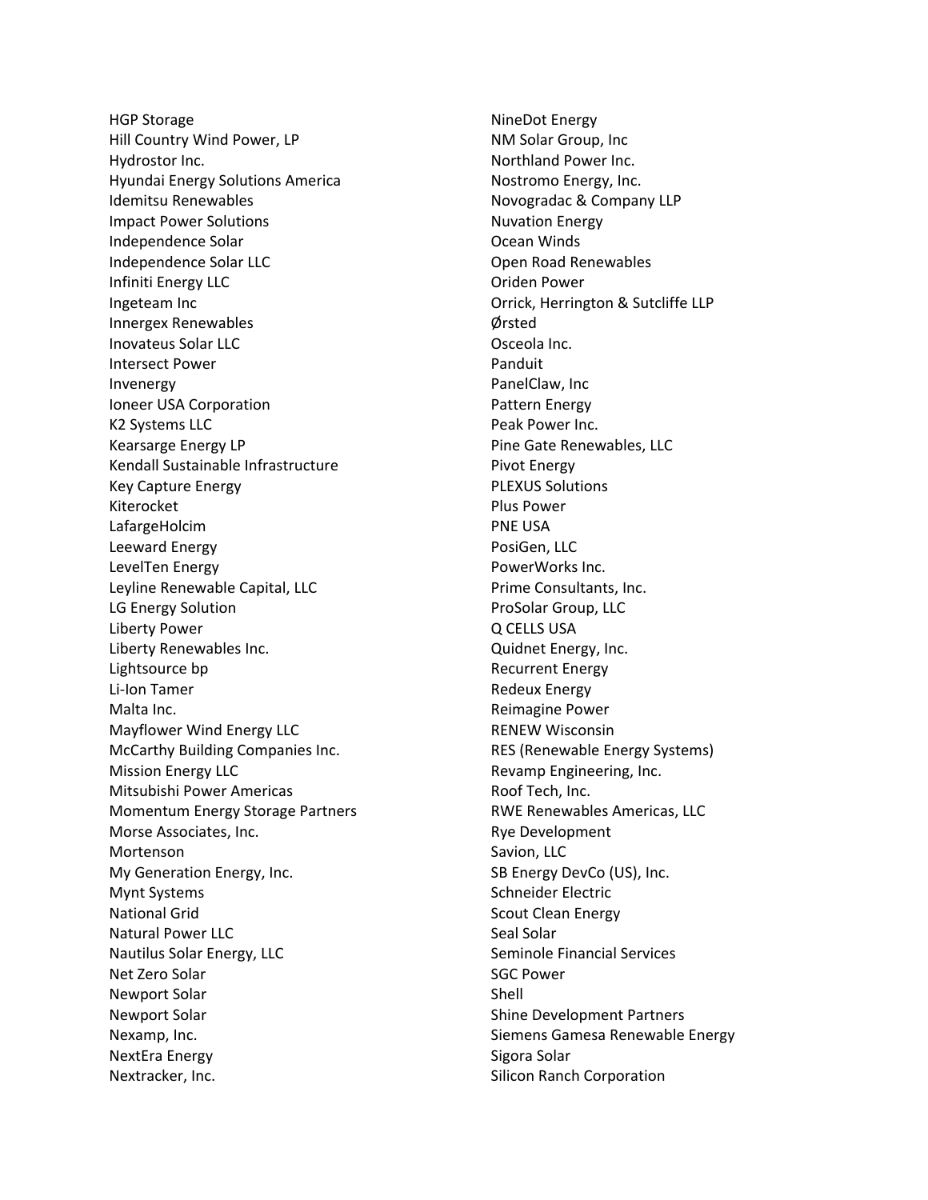HGP Storage
Hill Country Wind Power, LP
Hydrostor Inc.
Hyundai Energy Solutions America
Idemitsu Renewables
Impact Power Solutions
Independence Solar
Independence Solar LLC
Infiniti Energy LLC
Ingeteam Inc
Innergex Renewables
Inovateus Solar LLC
Intersect Power
Invenergy
Ioneer USA Corporation
K2 Systems LLC
Kearsarge Energy LP
Kendall Sustainable Infrastructure
Key Capture Energy
Kiterocket
LafargeHolcim
Leeward Energy
LevelTen Energy
Leyline Renewable Capital, LLC
LG Energy Solution
Liberty Power
Liberty Renewables Inc.
Lightsource bp
Li-Ion Tamer
Malta Inc.
Mayflower Wind Energy LLC
McCarthy Building Companies Inc.
Mission Energy LLC
Mitsubishi Power Americas
Momentum Energy Storage Partners
Morse Associates, Inc.
Mortenson
My Generation Energy, Inc.
Mynt Systems
National Grid
Natural Power LLC
Nautilus Solar Energy, LLC
Net Zero Solar
Newport Solar
Newport Solar
Nexamp, Inc.
NextEra Energy
Nextracker, Inc.
NineDot Energy
NM Solar Group, Inc
Northland Power Inc.
Nostromo Energy, Inc.
Novogradac & Company LLP
Nuvation Energy
Ocean Winds
Open Road Renewables
Oriden Power
Orrick, Herrington & Sutcliffe LLP
Ørsted
Osceola Inc.
Panduit
PanelClaw, Inc
Pattern Energy
Peak Power Inc.
Pine Gate Renewables, LLC
Pivot Energy
PLEXUS Solutions
Plus Power
PNE USA
PosiGen, LLC
PowerWorks Inc.
Prime Consultants, Inc.
ProSolar Group, LLC
Q CELLS USA
Quidnet Energy, Inc.
Recurrent Energy
Redeux Energy
Reimagine Power
RENEW Wisconsin
RES (Renewable Energy Systems)
Revamp Engineering, Inc.
Roof Tech, Inc.
RWE Renewables Americas, LLC
Rye Development
Savion, LLC
SB Energy DevCo (US), Inc.
Schneider Electric
Scout Clean Energy
Seal Solar
Seminole Financial Services
SGC Power
Shell
Shine Development Partners
Siemens Gamesa Renewable Energy
Sigora Solar
Silicon Ranch Corporation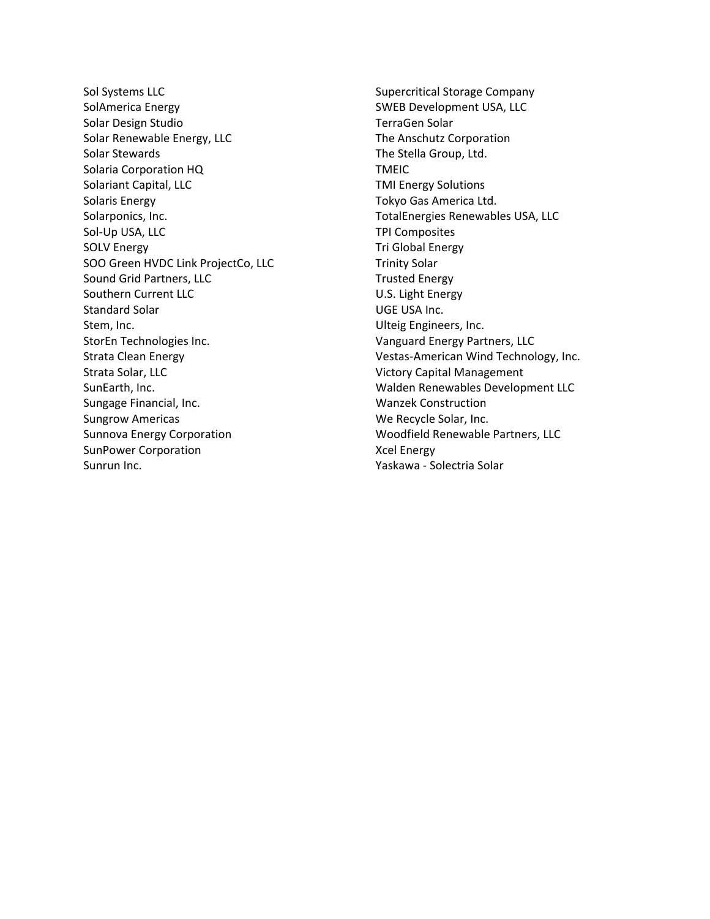Sol Systems LLC
SolAmerica Energy
Solar Design Studio
Solar Renewable Energy, LLC
Solar Stewards
Solaria Corporation HQ
Solariant Capital, LLC
Solaris Energy
Solarponics, Inc.
Sol-Up USA, LLC
SOLV Energy
SOO Green HVDC Link ProjectCo, LLC
Sound Grid Partners, LLC
Southern Current LLC
Standard Solar
Stem, Inc.
StorEn Technologies Inc.
Strata Clean Energy
Strata Solar, LLC
SunEarth, Inc.
Sungage Financial, Inc.
Sungrow Americas
Sunnova Energy Corporation
SunPower Corporation
Sunrun Inc.
Supercritical Storage Company
SWEB Development USA, LLC
TerraGen Solar
The Anschutz Corporation
The Stella Group, Ltd.
TMEIC
TMI Energy Solutions
Tokyo Gas America Ltd.
TotalEnergies Renewables USA, LLC
TPI Composites
Tri Global Energy
Trinity Solar
Trusted Energy
U.S. Light Energy
UGE USA Inc.
Ulteig Engineers, Inc.
Vanguard Energy Partners, LLC
Vestas-American Wind Technology, Inc.
Victory Capital Management
Walden Renewables Development LLC
Wanzek Construction
We Recycle Solar, Inc.
Woodfield Renewable Partners, LLC
Xcel Energy
Yaskawa - Solectria Solar